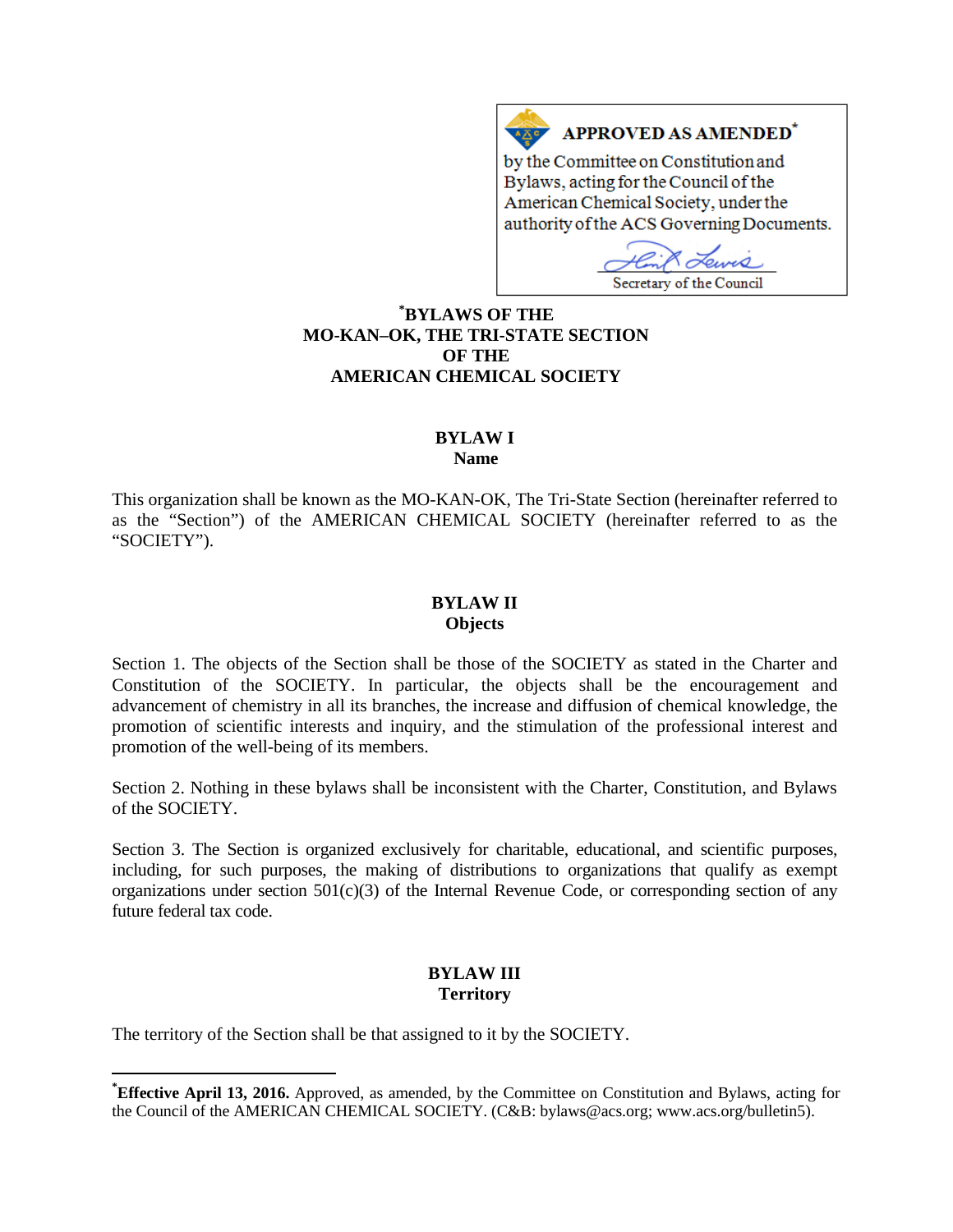**APPROVED AS AMENDED[*]**

by the Committee on Constitution and Bylaws, acting for the Council of the American Chemical Society, under the authority of the ACS Governing Documents.

Secretary of the Council

# [*]BYLAWS OF THE MO-KAN–OK, THE TRI-STATE SECTION OF THE AMERICAN CHEMICAL SOCIETY

## BYLAW I
### Name

This organization shall be known as the MO-KAN-OK, The Tri-State Section (hereinafter referred to as the "Section") of the AMERICAN CHEMICAL SOCIETY (hereinafter referred to as the "SOCIETY").

## BYLAW II
### Objects

Section 1. The objects of the Section shall be those of the SOCIETY as stated in the Charter and Constitution of the SOCIETY. In particular, the objects shall be the encouragement and advancement of chemistry in all its branches, the increase and diffusion of chemical knowledge, the promotion of scientific interests and inquiry, and the stimulation of the professional interest and promotion of the well-being of its members.

Section 2. Nothing in these bylaws shall be inconsistent with the Charter, Constitution, and Bylaws of the SOCIETY.

Section 3. The Section is organized exclusively for charitable, educational, and scientific purposes, including, for such purposes, the making of distributions to organizations that qualify as exempt organizations under section 501(c)(3) of the Internal Revenue Code, or corresponding section of any future federal tax code.

## BYLAW III
### Territory

The territory of the Section shall be that assigned to it by the SOCIETY.

---

[*]**Effective April 13, 2016.** Approved, as amended, by the Committee on Constitution and Bylaws, acting for the Council of the AMERICAN CHEMICAL SOCIETY. (C&B: bylaws@acs.org; www.acs.org/bulletin5).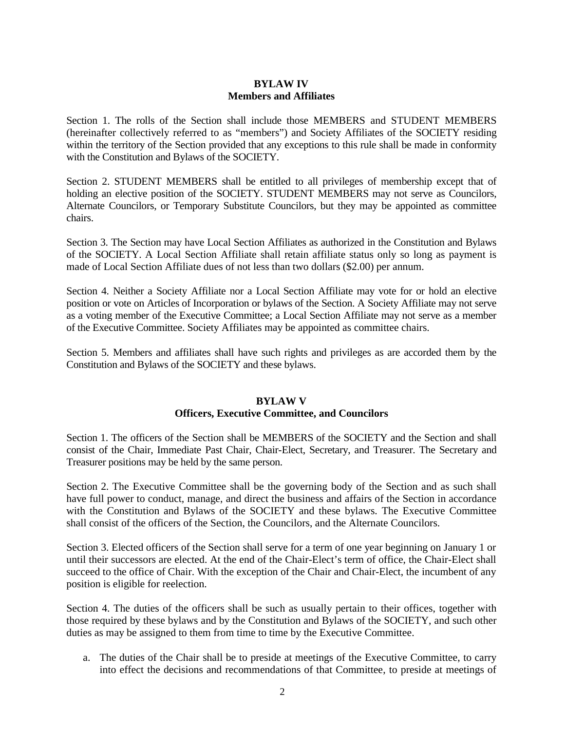## BYLAW IV
## Members and Affiliates

Section 1. The rolls of the Section shall include those MEMBERS and STUDENT MEMBERS (hereinafter collectively referred to as "members") and Society Affiliates of the SOCIETY residing within the territory of the Section provided that any exceptions to this rule shall be made in conformity with the Constitution and Bylaws of the SOCIETY.

Section 2. STUDENT MEMBERS shall be entitled to all privileges of membership except that of holding an elective position of the SOCIETY. STUDENT MEMBERS may not serve as Councilors, Alternate Councilors, or Temporary Substitute Councilors, but they may be appointed as committee chairs.

Section 3. The Section may have Local Section Affiliates as authorized in the Constitution and Bylaws of the SOCIETY. A Local Section Affiliate shall retain affiliate status only so long as payment is made of Local Section Affiliate dues of not less than two dollars ($2.00) per annum.

Section 4. Neither a Society Affiliate nor a Local Section Affiliate may vote for or hold an elective position or vote on Articles of Incorporation or bylaws of the Section. A Society Affiliate may not serve as a voting member of the Executive Committee; a Local Section Affiliate may not serve as a member of the Executive Committee. Society Affiliates may be appointed as committee chairs.

Section 5. Members and affiliates shall have such rights and privileges as are accorded them by the Constitution and Bylaws of the SOCIETY and these bylaws.

## BYLAW V
## Officers, Executive Committee, and Councilors

Section 1. The officers of the Section shall be MEMBERS of the SOCIETY and the Section and shall consist of the Chair, Immediate Past Chair, Chair-Elect, Secretary, and Treasurer. The Secretary and Treasurer positions may be held by the same person.

Section 2. The Executive Committee shall be the governing body of the Section and as such shall have full power to conduct, manage, and direct the business and affairs of the Section in accordance with the Constitution and Bylaws of the SOCIETY and these bylaws. The Executive Committee shall consist of the officers of the Section, the Councilors, and the Alternate Councilors.

Section 3. Elected officers of the Section shall serve for a term of one year beginning on January 1 or until their successors are elected. At the end of the Chair-Elect's term of office, the Chair-Elect shall succeed to the office of Chair. With the exception of the Chair and Chair-Elect, the incumbent of any position is eligible for reelection.

Section 4. The duties of the officers shall be such as usually pertain to their offices, together with those required by these bylaws and by the Constitution and Bylaws of the SOCIETY, and such other duties as may be assigned to them from time to time by the Executive Committee.

a. The duties of the Chair shall be to preside at meetings of the Executive Committee, to carry into effect the decisions and recommendations of that Committee, to preside at meetings of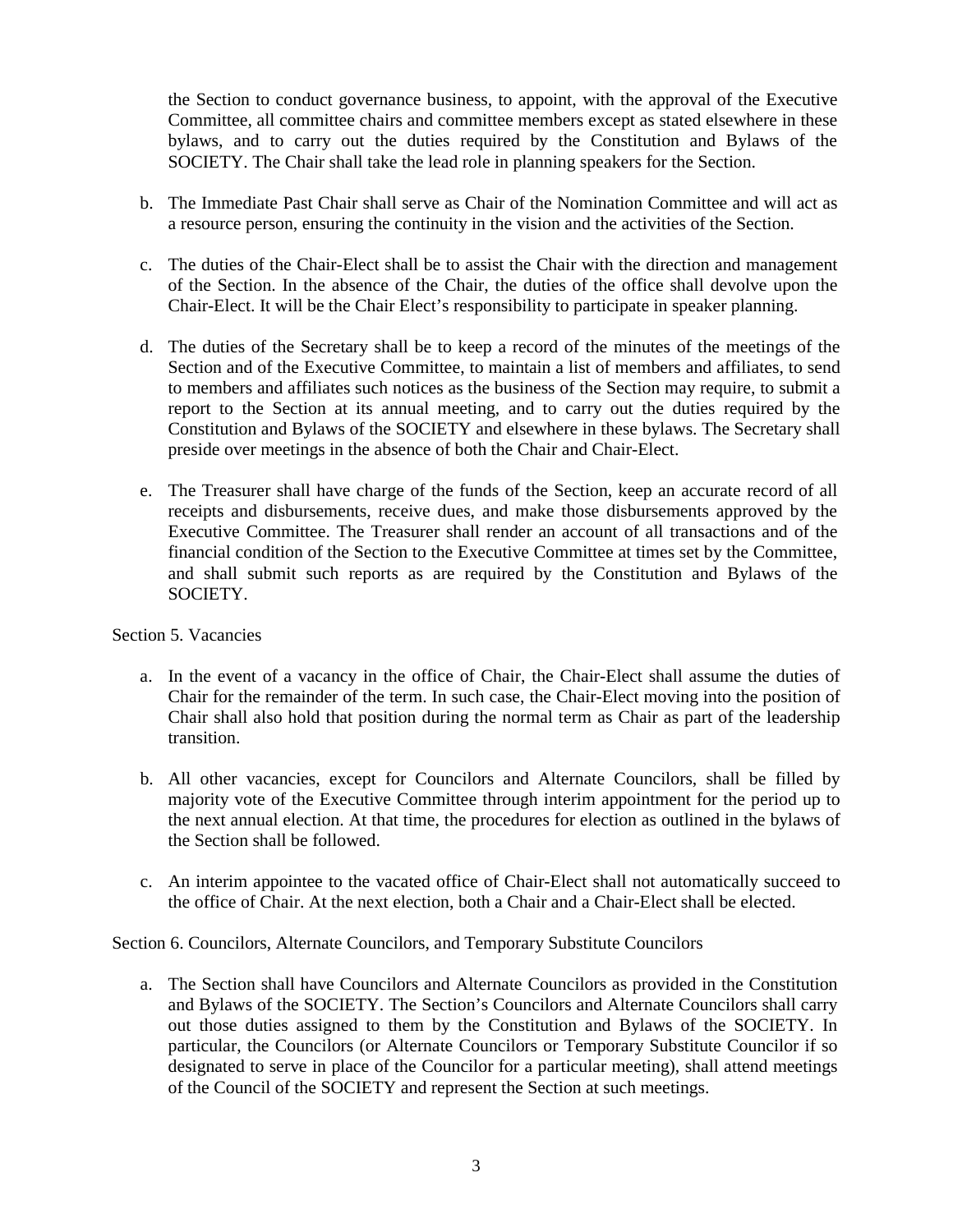the Section to conduct governance business, to appoint, with the approval of the Executive Committee, all committee chairs and committee members except as stated elsewhere in these bylaws, and to carry out the duties required by the Constitution and Bylaws of the SOCIETY. The Chair shall take the lead role in planning speakers for the Section.

b. The Immediate Past Chair shall serve as Chair of the Nomination Committee and will act as a resource person, ensuring the continuity in the vision and the activities of the Section.

c. The duties of the Chair-Elect shall be to assist the Chair with the direction and management of the Section. In the absence of the Chair, the duties of the office shall devolve upon the Chair-Elect. It will be the Chair Elect's responsibility to participate in speaker planning.

d. The duties of the Secretary shall be to keep a record of the minutes of the meetings of the Section and of the Executive Committee, to maintain a list of members and affiliates, to send to members and affiliates such notices as the business of the Section may require, to submit a report to the Section at its annual meeting, and to carry out the duties required by the Constitution and Bylaws of the SOCIETY and elsewhere in these bylaws. The Secretary shall preside over meetings in the absence of both the Chair and Chair-Elect.

e. The Treasurer shall have charge of the funds of the Section, keep an accurate record of all receipts and disbursements, receive dues, and make those disbursements approved by the Executive Committee. The Treasurer shall render an account of all transactions and of the financial condition of the Section to the Executive Committee at times set by the Committee, and shall submit such reports as are required by the Constitution and Bylaws of the SOCIETY.

Section 5. Vacancies

a. In the event of a vacancy in the office of Chair, the Chair-Elect shall assume the duties of Chair for the remainder of the term. In such case, the Chair-Elect moving into the position of Chair shall also hold that position during the normal term as Chair as part of the leadership transition.

b. All other vacancies, except for Councilors and Alternate Councilors, shall be filled by majority vote of the Executive Committee through interim appointment for the period up to the next annual election. At that time, the procedures for election as outlined in the bylaws of the Section shall be followed.

c. An interim appointee to the vacated office of Chair-Elect shall not automatically succeed to the office of Chair. At the next election, both a Chair and a Chair-Elect shall be elected.

Section 6. Councilors, Alternate Councilors, and Temporary Substitute Councilors

a. The Section shall have Councilors and Alternate Councilors as provided in the Constitution and Bylaws of the SOCIETY. The Section's Councilors and Alternate Councilors shall carry out those duties assigned to them by the Constitution and Bylaws of the SOCIETY. In particular, the Councilors (or Alternate Councilors or Temporary Substitute Councilor if so designated to serve in place of the Councilor for a particular meeting), shall attend meetings of the Council of the SOCIETY and represent the Section at such meetings.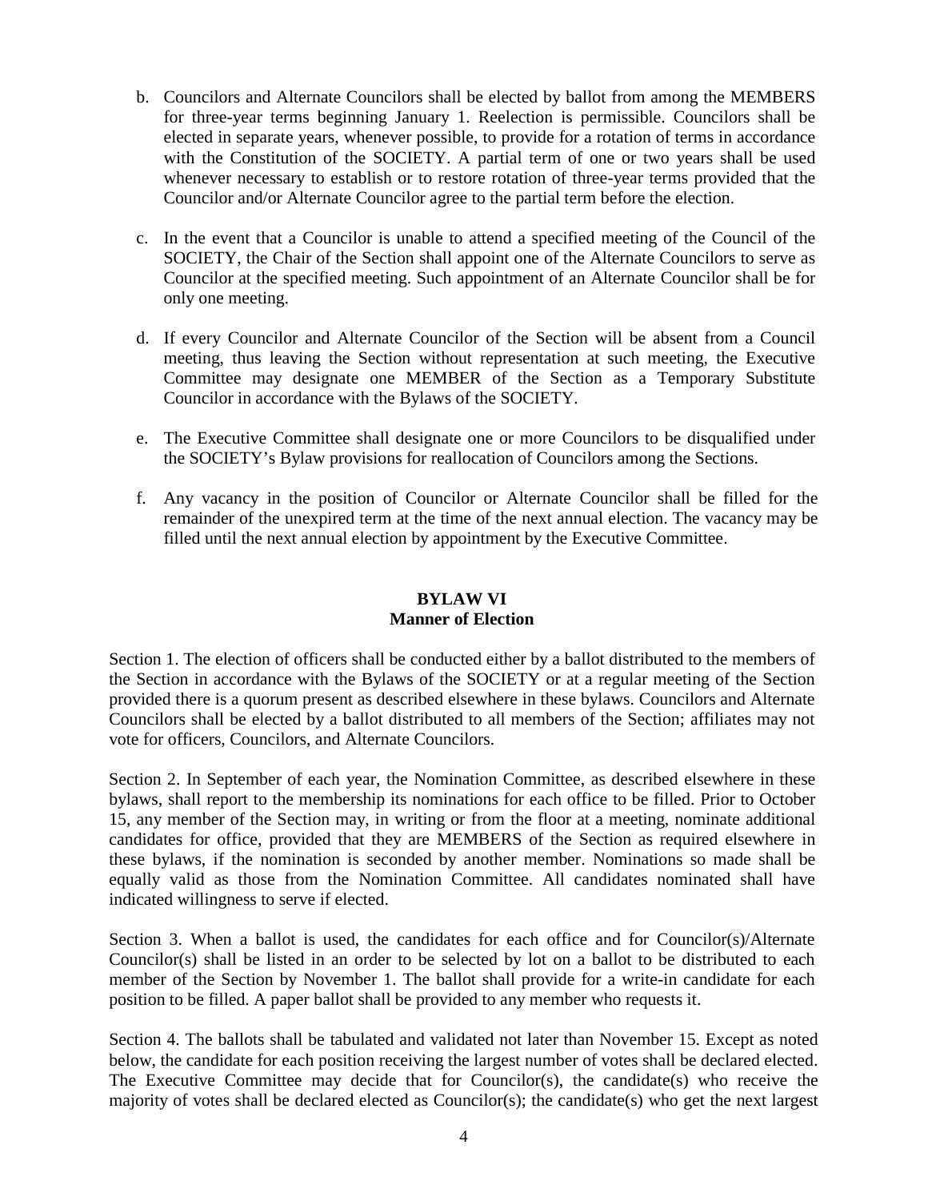b. Councilors and Alternate Councilors shall be elected by ballot from among the MEMBERS for three-year terms beginning January 1. Reelection is permissible. Councilors shall be elected in separate years, whenever possible, to provide for a rotation of terms in accordance with the Constitution of the SOCIETY. A partial term of one or two years shall be used whenever necessary to establish or to restore rotation of three-year terms provided that the Councilor and/or Alternate Councilor agree to the partial term before the election.

c. In the event that a Councilor is unable to attend a specified meeting of the Council of the SOCIETY, the Chair of the Section shall appoint one of the Alternate Councilors to serve as Councilor at the specified meeting. Such appointment of an Alternate Councilor shall be for only one meeting.

d. If every Councilor and Alternate Councilor of the Section will be absent from a Council meeting, thus leaving the Section without representation at such meeting, the Executive Committee may designate one MEMBER of the Section as a Temporary Substitute Councilor in accordance with the Bylaws of the SOCIETY.

e. The Executive Committee shall designate one or more Councilors to be disqualified under the SOCIETY's Bylaw provisions for reallocation of Councilors among the Sections.

f. Any vacancy in the position of Councilor or Alternate Councilor shall be filled for the remainder of the unexpired term at the time of the next annual election. The vacancy may be filled until the next annual election by appointment by the Executive Committee.

## BYLAW VI
## Manner of Election

Section 1. The election of officers shall be conducted either by a ballot distributed to the members of the Section in accordance with the Bylaws of the SOCIETY or at a regular meeting of the Section provided there is a quorum present as described elsewhere in these bylaws. Councilors and Alternate Councilors shall be elected by a ballot distributed to all members of the Section; affiliates may not vote for officers, Councilors, and Alternate Councilors.

Section 2. In September of each year, the Nomination Committee, as described elsewhere in these bylaws, shall report to the membership its nominations for each office to be filled. Prior to October 15, any member of the Section may, in writing or from the floor at a meeting, nominate additional candidates for office, provided that they are MEMBERS of the Section as required elsewhere in these bylaws, if the nomination is seconded by another member. Nominations so made shall be equally valid as those from the Nomination Committee. All candidates nominated shall have indicated willingness to serve if elected.

Section 3. When a ballot is used, the candidates for each office and for Councilor(s)/Alternate Councilor(s) shall be listed in an order to be selected by lot on a ballot to be distributed to each member of the Section by November 1. The ballot shall provide for a write-in candidate for each position to be filled. A paper ballot shall be provided to any member who requests it.

Section 4. The ballots shall be tabulated and validated not later than November 15. Except as noted below, the candidate for each position receiving the largest number of votes shall be declared elected. The Executive Committee may decide that for Councilor(s), the candidate(s) who receive the majority of votes shall be declared elected as Councilor(s); the candidate(s) who get the next largest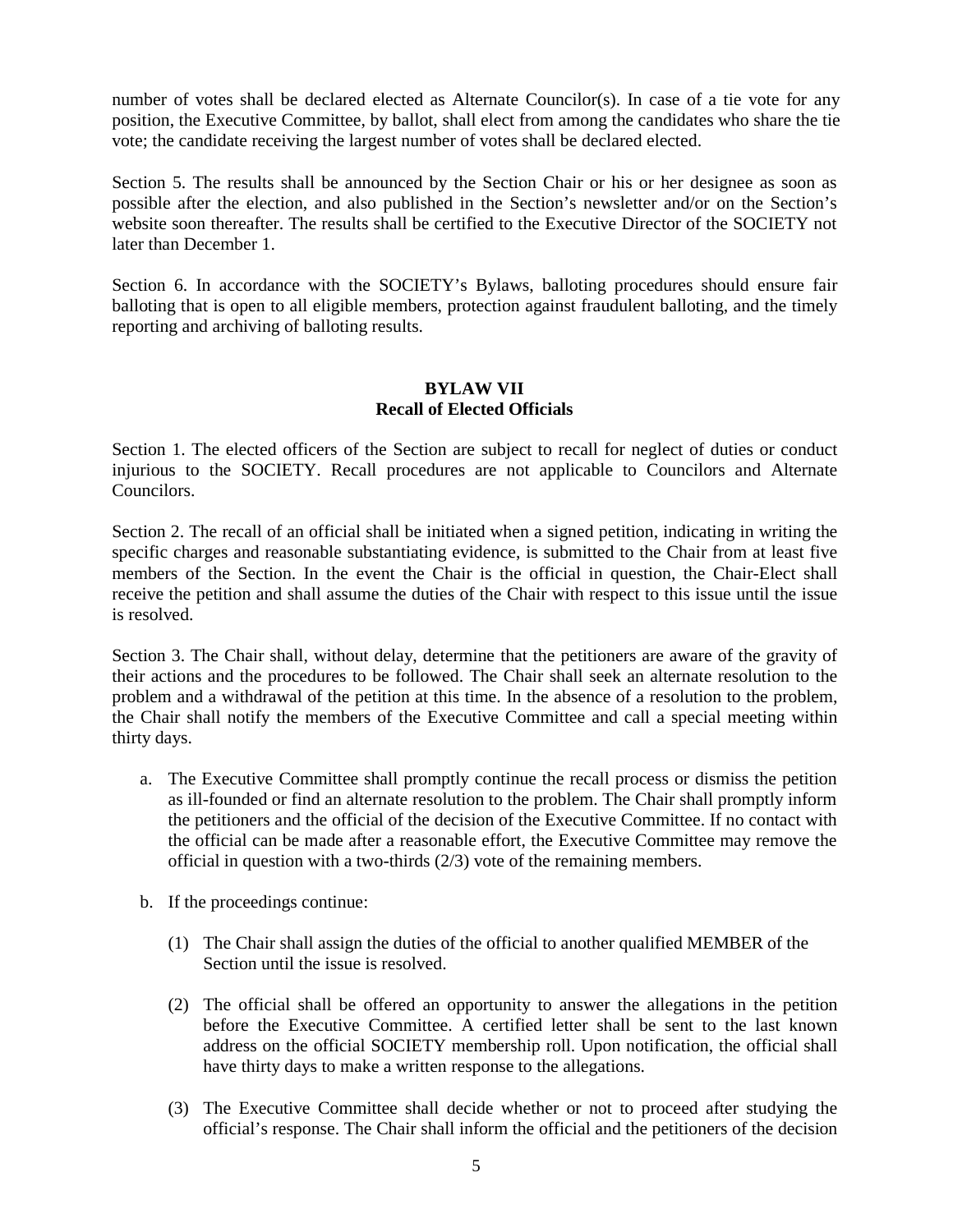number of votes shall be declared elected as Alternate Councilor(s). In case of a tie vote for any position, the Executive Committee, by ballot, shall elect from among the candidates who share the tie vote; the candidate receiving the largest number of votes shall be declared elected.

Section 5. The results shall be announced by the Section Chair or his or her designee as soon as possible after the election, and also published in the Section's newsletter and/or on the Section's website soon thereafter. The results shall be certified to the Executive Director of the SOCIETY not later than December 1.

Section 6. In accordance with the SOCIETY's Bylaws, balloting procedures should ensure fair balloting that is open to all eligible members, protection against fraudulent balloting, and the timely reporting and archiving of balloting results.

## BYLAW VII
## Recall of Elected Officials

Section 1. The elected officers of the Section are subject to recall for neglect of duties or conduct injurious to the SOCIETY. Recall procedures are not applicable to Councilors and Alternate Councilors.

Section 2. The recall of an official shall be initiated when a signed petition, indicating in writing the specific charges and reasonable substantiating evidence, is submitted to the Chair from at least five members of the Section. In the event the Chair is the official in question, the Chair-Elect shall receive the petition and shall assume the duties of the Chair with respect to this issue until the issue is resolved.

Section 3. The Chair shall, without delay, determine that the petitioners are aware of the gravity of their actions and the procedures to be followed. The Chair shall seek an alternate resolution to the problem and a withdrawal of the petition at this time. In the absence of a resolution to the problem, the Chair shall notify the members of the Executive Committee and call a special meeting within thirty days.

a. The Executive Committee shall promptly continue the recall process or dismiss the petition as ill-founded or find an alternate resolution to the problem. The Chair shall promptly inform the petitioners and the official of the decision of the Executive Committee. If no contact with the official can be made after a reasonable effort, the Executive Committee may remove the official in question with a two-thirds (2/3) vote of the remaining members.

b. If the proceedings continue:

   (1) The Chair shall assign the duties of the official to another qualified MEMBER of the Section until the issue is resolved.

   (2) The official shall be offered an opportunity to answer the allegations in the petition before the Executive Committee. A certified letter shall be sent to the last known address on the official SOCIETY membership roll. Upon notification, the official shall have thirty days to make a written response to the allegations.

   (3) The Executive Committee shall decide whether or not to proceed after studying the official's response. The Chair shall inform the official and the petitioners of the decision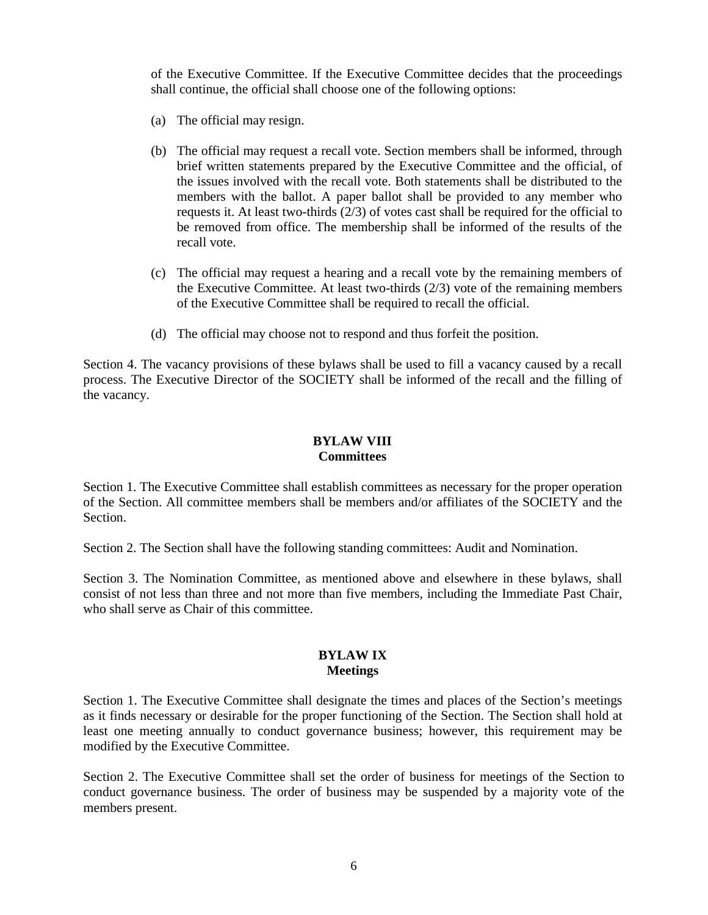of the Executive Committee. If the Executive Committee decides that the proceedings shall continue, the official shall choose one of the following options:

(a) The official may resign.

(b) The official may request a recall vote. Section members shall be informed, through brief written statements prepared by the Executive Committee and the official, of the issues involved with the recall vote. Both statements shall be distributed to the members with the ballot. A paper ballot shall be provided to any member who requests it. At least two-thirds (2/3) of votes cast shall be required for the official to be removed from office. The membership shall be informed of the results of the recall vote.

(c) The official may request a hearing and a recall vote by the remaining members of the Executive Committee. At least two-thirds (2/3) vote of the remaining members of the Executive Committee shall be required to recall the official.

(d) The official may choose not to respond and thus forfeit the position.

Section 4. The vacancy provisions of these bylaws shall be used to fill a vacancy caused by a recall process. The Executive Director of the SOCIETY shall be informed of the recall and the filling of the vacancy.

## BYLAW VIII
## Committees

Section 1. The Executive Committee shall establish committees as necessary for the proper operation of the Section. All committee members shall be members and/or affiliates of the SOCIETY and the Section.

Section 2. The Section shall have the following standing committees: Audit and Nomination.

Section 3. The Nomination Committee, as mentioned above and elsewhere in these bylaws, shall consist of not less than three and not more than five members, including the Immediate Past Chair, who shall serve as Chair of this committee.

## BYLAW IX
## Meetings

Section 1. The Executive Committee shall designate the times and places of the Section's meetings as it finds necessary or desirable for the proper functioning of the Section. The Section shall hold at least one meeting annually to conduct governance business; however, this requirement may be modified by the Executive Committee.

Section 2. The Executive Committee shall set the order of business for meetings of the Section to conduct governance business. The order of business may be suspended by a majority vote of the members present.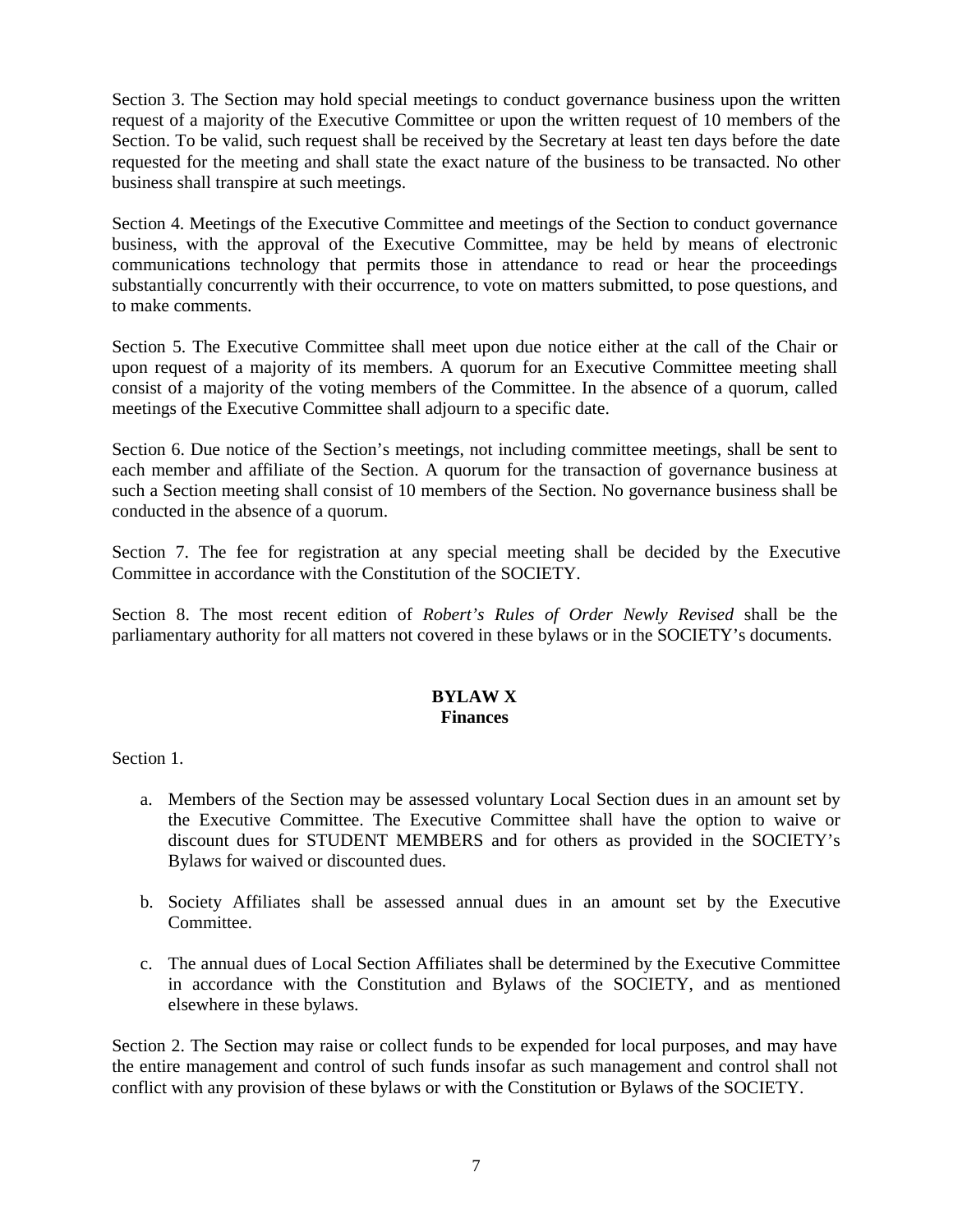Section 3. The Section may hold special meetings to conduct governance business upon the written request of a majority of the Executive Committee or upon the written request of 10 members of the Section. To be valid, such request shall be received by the Secretary at least ten days before the date requested for the meeting and shall state the exact nature of the business to be transacted. No other business shall transpire at such meetings.

Section 4. Meetings of the Executive Committee and meetings of the Section to conduct governance business, with the approval of the Executive Committee, may be held by means of electronic communications technology that permits those in attendance to read or hear the proceedings substantially concurrently with their occurrence, to vote on matters submitted, to pose questions, and to make comments.

Section 5. The Executive Committee shall meet upon due notice either at the call of the Chair or upon request of a majority of its members. A quorum for an Executive Committee meeting shall consist of a majority of the voting members of the Committee. In the absence of a quorum, called meetings of the Executive Committee shall adjourn to a specific date.

Section 6. Due notice of the Section's meetings, not including committee meetings, shall be sent to each member and affiliate of the Section. A quorum for the transaction of governance business at such a Section meeting shall consist of 10 members of the Section. No governance business shall be conducted in the absence of a quorum.

Section 7. The fee for registration at any special meeting shall be decided by the Executive Committee in accordance with the Constitution of the SOCIETY.

Section 8. The most recent edition of *Robert's Rules of Order Newly Revised* shall be the parliamentary authority for all matters not covered in these bylaws or in the SOCIETY's documents.

## BYLAW X
## Finances

Section 1.

a. Members of the Section may be assessed voluntary Local Section dues in an amount set by the Executive Committee. The Executive Committee shall have the option to waive or discount dues for STUDENT MEMBERS and for others as provided in the SOCIETY's Bylaws for waived or discounted dues.

b. Society Affiliates shall be assessed annual dues in an amount set by the Executive Committee.

c. The annual dues of Local Section Affiliates shall be determined by the Executive Committee in accordance with the Constitution and Bylaws of the SOCIETY, and as mentioned elsewhere in these bylaws.

Section 2. The Section may raise or collect funds to be expended for local purposes, and may have the entire management and control of such funds insofar as such management and control shall not conflict with any provision of these bylaws or with the Constitution or Bylaws of the SOCIETY.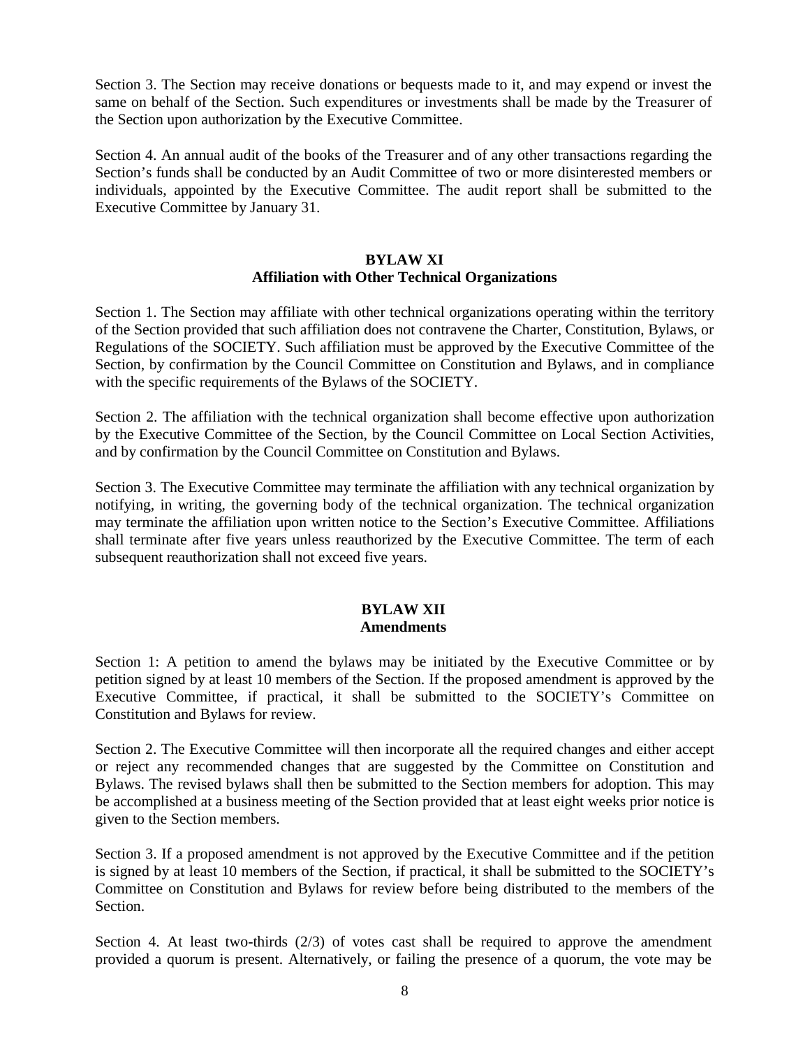Section 3. The Section may receive donations or bequests made to it, and may expend or invest the same on behalf of the Section. Such expenditures or investments shall be made by the Treasurer of the Section upon authorization by the Executive Committee.

Section 4. An annual audit of the books of the Treasurer and of any other transactions regarding the Section's funds shall be conducted by an Audit Committee of two or more disinterested members or individuals, appointed by the Executive Committee. The audit report shall be submitted to the Executive Committee by January 31.

## BYLAW XI
## Affiliation with Other Technical Organizations

Section 1. The Section may affiliate with other technical organizations operating within the territory of the Section provided that such affiliation does not contravene the Charter, Constitution, Bylaws, or Regulations of the SOCIETY. Such affiliation must be approved by the Executive Committee of the Section, by confirmation by the Council Committee on Constitution and Bylaws, and in compliance with the specific requirements of the Bylaws of the SOCIETY.

Section 2. The affiliation with the technical organization shall become effective upon authorization by the Executive Committee of the Section, by the Council Committee on Local Section Activities, and by confirmation by the Council Committee on Constitution and Bylaws.

Section 3. The Executive Committee may terminate the affiliation with any technical organization by notifying, in writing, the governing body of the technical organization. The technical organization may terminate the affiliation upon written notice to the Section's Executive Committee. Affiliations shall terminate after five years unless reauthorized by the Executive Committee. The term of each subsequent reauthorization shall not exceed five years.

## BYLAW XII
## Amendments

Section 1: A petition to amend the bylaws may be initiated by the Executive Committee or by petition signed by at least 10 members of the Section. If the proposed amendment is approved by the Executive Committee, if practical, it shall be submitted to the SOCIETY's Committee on Constitution and Bylaws for review.

Section 2. The Executive Committee will then incorporate all the required changes and either accept or reject any recommended changes that are suggested by the Committee on Constitution and Bylaws. The revised bylaws shall then be submitted to the Section members for adoption. This may be accomplished at a business meeting of the Section provided that at least eight weeks prior notice is given to the Section members.

Section 3. If a proposed amendment is not approved by the Executive Committee and if the petition is signed by at least 10 members of the Section, if practical, it shall be submitted to the SOCIETY's Committee on Constitution and Bylaws for review before being distributed to the members of the Section.

Section 4. At least two-thirds (2/3) of votes cast shall be required to approve the amendment provided a quorum is present. Alternatively, or failing the presence of a quorum, the vote may be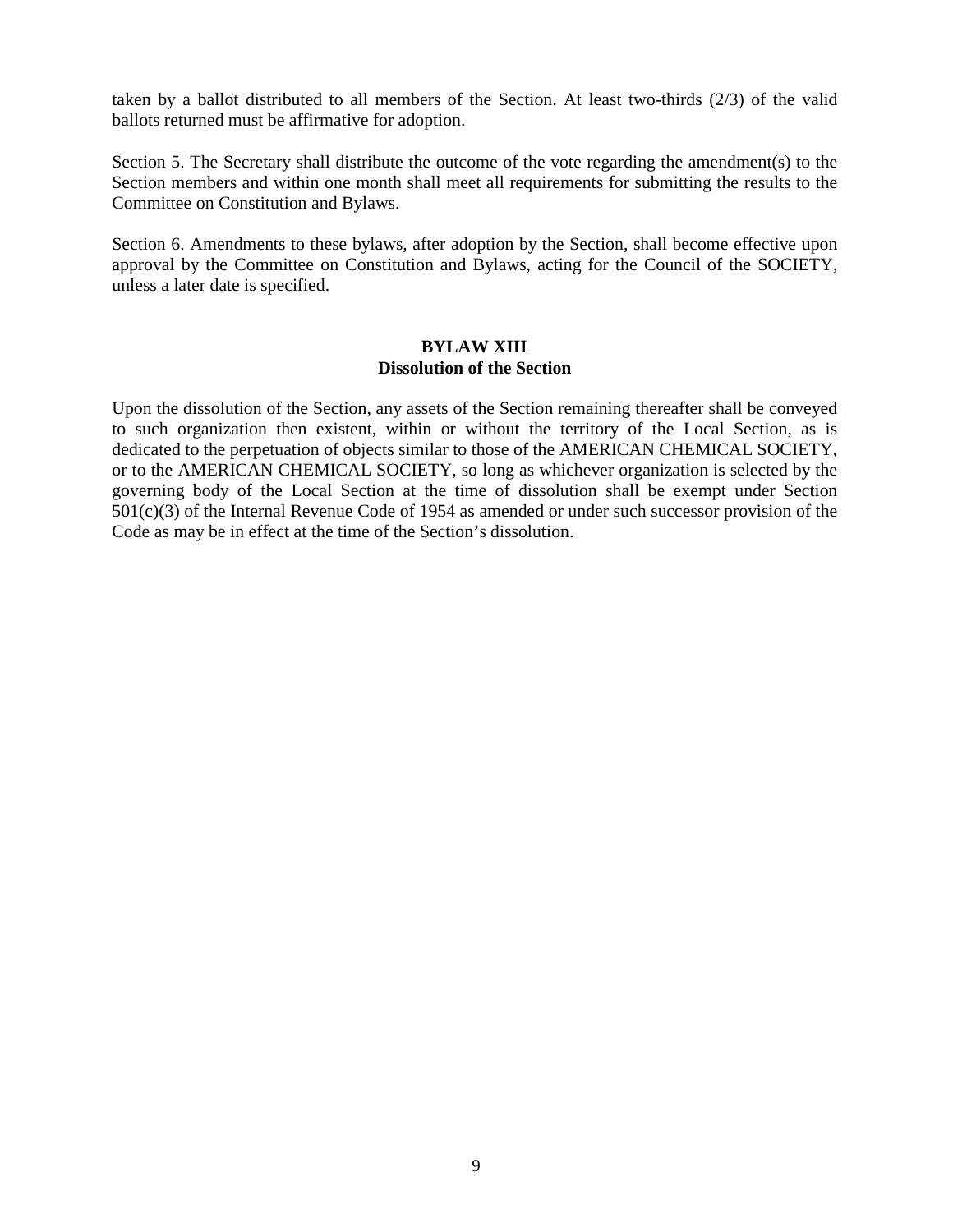taken by a ballot distributed to all members of the Section. At least two-thirds (2/3) of the valid ballots returned must be affirmative for adoption.

Section 5. The Secretary shall distribute the outcome of the vote regarding the amendment(s) to the Section members and within one month shall meet all requirements for submitting the results to the Committee on Constitution and Bylaws.

Section 6. Amendments to these bylaws, after adoption by the Section, shall become effective upon approval by the Committee on Constitution and Bylaws, acting for the Council of the SOCIETY, unless a later date is specified.

## BYLAW XIII
## Dissolution of the Section

Upon the dissolution of the Section, any assets of the Section remaining thereafter shall be conveyed to such organization then existent, within or without the territory of the Local Section, as is dedicated to the perpetuation of objects similar to those of the AMERICAN CHEMICAL SOCIETY, or to the AMERICAN CHEMICAL SOCIETY, so long as whichever organization is selected by the governing body of the Local Section at the time of dissolution shall be exempt under Section 501(c)(3) of the Internal Revenue Code of 1954 as amended or under such successor provision of the Code as may be in effect at the time of the Section's dissolution.